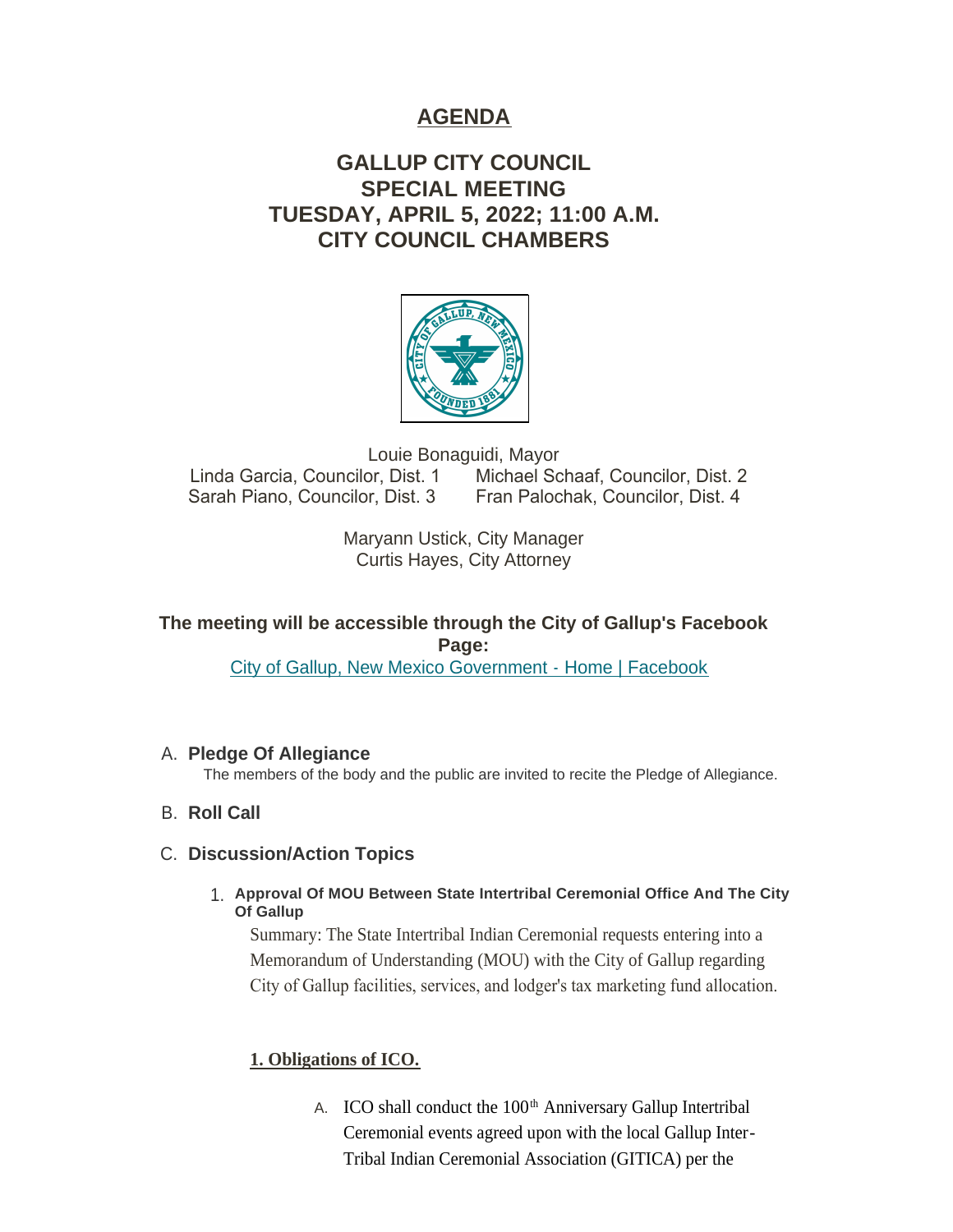# AGENDA

## GALLUP CITY COUNCIL
## SPECIAL MEETING
## TUESDAY, APRIL 5, 2022; 11:00 A.M.
## CITY COUNCIL CHAMBERS

Louie Bonaguidi, Mayor
Linda Garcia, Councilor, Dist. 1 Michael Schaaf, Councilor, Dist. 2
Sarah Piano, Councilor, Dist. 3 Fran Palochak, Councilor, Dist. 4

Maryann Ustick, City Manager
Curtis Hayes, City Attorney

**The meeting will be accessible through the City of Gallup's Facebook Page:**
[City of Gallup, New Mexico Government - Home | Facebook]

A. **Pledge Of Allegiance**
The members of the body and the public are invited to recite the Pledge of Allegiance.

B. **Roll Call**

C. **Discussion/Action Topics**

1. **Approval Of MOU Between State Intertribal Ceremonial Office And The City Of Gallup**

   Summary: The State Intertribal Indian Ceremonial requests entering into a Memorandum of Understanding (MOU) with the City of Gallup regarding City of Gallup facilities, services, and lodger's tax marketing fund allocation.

   **1. Obligations of ICO.**

   A. ICO shall conduct the 100th Anniversary Gallup Intertribal Ceremonial events agreed upon with the local Gallup Inter-Tribal Indian Ceremonial Association (GITICA) per the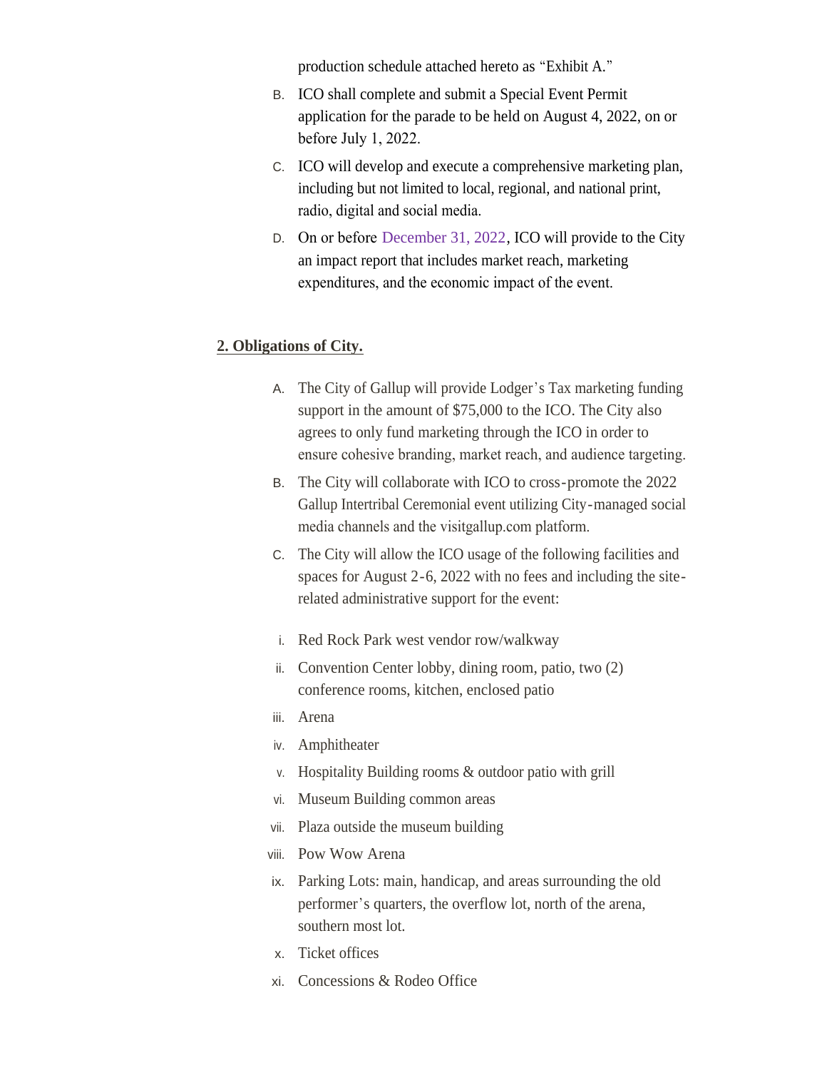production schedule attached hereto as "Exhibit A."

B. ICO shall complete and submit a Special Event Permit application for the parade to be held on August 4, 2022, on or before July 1, 2022.

C. ICO will develop and execute a comprehensive marketing plan, including but not limited to local, regional, and national print, radio, digital and social media.

D. On or before December 31, 2022, ICO will provide to the City an impact report that includes market reach, marketing expenditures, and the economic impact of the event.

**2. Obligations of City.**

A. The City of Gallup will provide Lodger's Tax marketing funding support in the amount of $75,000 to the ICO. The City also agrees to only fund marketing through the ICO in order to ensure cohesive branding, market reach, and audience targeting.

B. The City will collaborate with ICO to cross-promote the 2022 Gallup Intertribal Ceremonial event utilizing City-managed social media channels and the visitgallup.com platform.

C. The City will allow the ICO usage of the following facilities and spaces for August 2-6, 2022 with no fees and including the site-related administrative support for the event:

i. Red Rock Park west vendor row/walkway

ii. Convention Center lobby, dining room, patio, two (2) conference rooms, kitchen, enclosed patio

iii. Arena

iv. Amphitheater

v. Hospitality Building rooms & outdoor patio with grill

vi. Museum Building common areas

vii. Plaza outside the museum building

viii. Pow Wow Arena

ix. Parking Lots: main, handicap, and areas surrounding the old performer's quarters, the overflow lot, north of the arena, southern most lot.

x. Ticket offices

xi. Concessions & Rodeo Office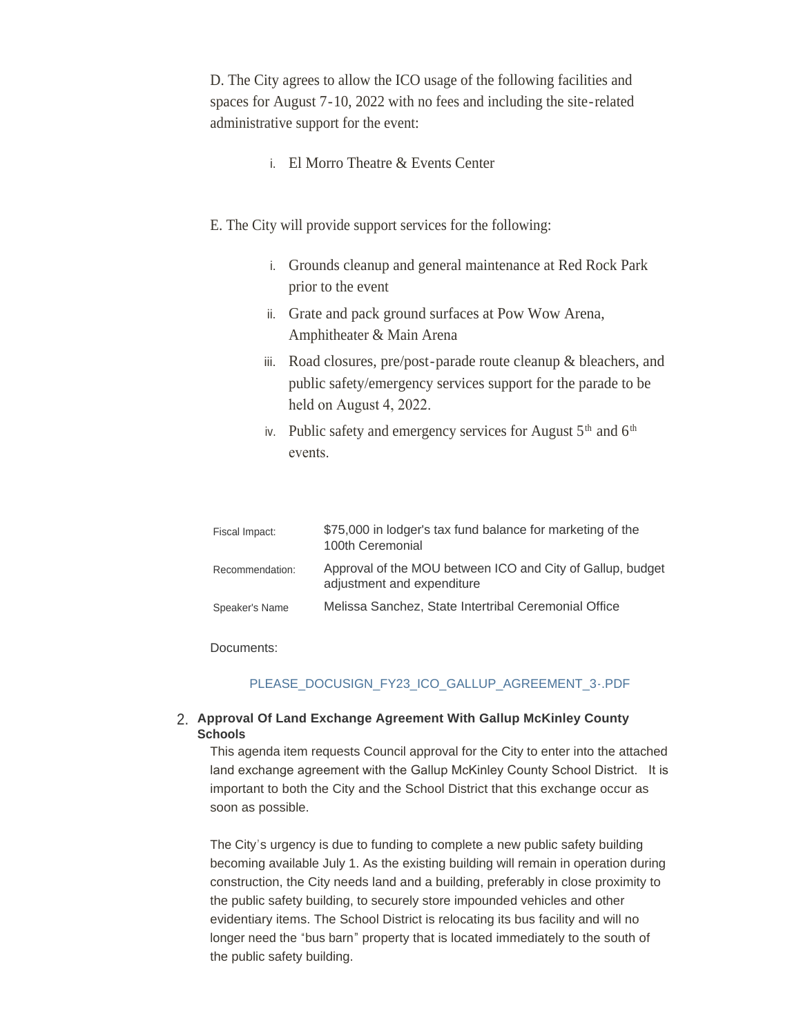D. The City agrees to allow the ICO usage of the following facilities and spaces for August 7-10, 2022 with no fees and including the site-related administrative support for the event:

i. El Morro Theatre & Events Center

E. The City will provide support services for the following:

i. Grounds cleanup and general maintenance at Red Rock Park prior to the event
ii. Grate and pack ground surfaces at Pow Wow Arena, Amphitheater & Main Arena
iii. Road closures, pre/post-parade route cleanup & bleachers, and public safety/emergency services support for the parade to be held on August 4, 2022.
iv. Public safety and emergency services for August 5th and 6th events.

| | |
|---|---|
| Fiscal Impact: | $75,000 in lodger's tax fund balance for marketing of the 100th Ceremonial |
| Recommendation: | Approval of the MOU between ICO and City of Gallup, budget adjustment and expenditure |
| Speaker's Name | Melissa Sanchez, State Intertribal Ceremonial Office |

Documents:

PLEASE_DOCUSIGN_FY23_ICO_GALLUP_AGREEMENT_3-.PDF

2. **Approval Of Land Exchange Agreement With Gallup McKinley County Schools**

This agenda item requests Council approval for the City to enter into the attached land exchange agreement with the Gallup McKinley County School District. It is important to both the City and the School District that this exchange occur as soon as possible.

The City's urgency is due to funding to complete a new public safety building becoming available July 1. As the existing building will remain in operation during construction, the City needs land and a building, preferably in close proximity to the public safety building, to securely store impounded vehicles and other evidentiary items. The School District is relocating its bus facility and will no longer need the "bus barn" property that is located immediately to the south of the public safety building.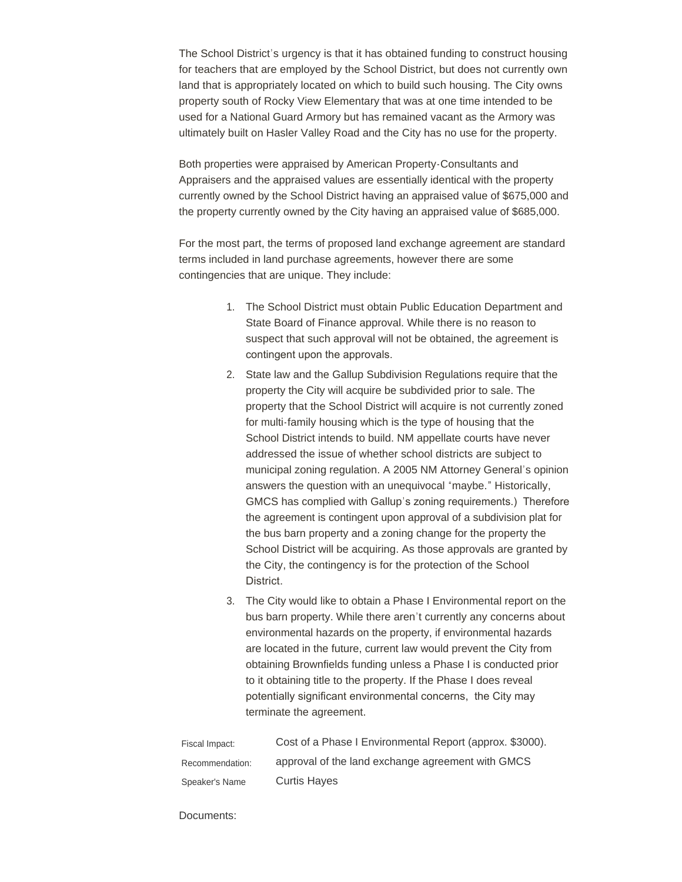The School District's urgency is that it has obtained funding to construct housing for teachers that are employed by the School District, but does not currently own land that is appropriately located on which to build such housing. The City owns property south of Rocky View Elementary that was at one time intended to be used for a National Guard Armory but has remained vacant as the Armory was ultimately built on Hasler Valley Road and the City has no use for the property.

Both properties were appraised by American Property-Consultants and Appraisers and the appraised values are essentially identical with the property currently owned by the School District having an appraised value of $675,000 and the property currently owned by the City having an appraised value of $685,000.

For the most part, the terms of proposed land exchange agreement are standard terms included in land purchase agreements, however there are some contingencies that are unique. They include:

1. The School District must obtain Public Education Department and State Board of Finance approval. While there is no reason to suspect that such approval will not be obtained, the agreement is contingent upon the approvals.
2. State law and the Gallup Subdivision Regulations require that the property the City will acquire be subdivided prior to sale. The property that the School District will acquire is not currently zoned for multi-family housing which is the type of housing that the School District intends to build. NM appellate courts have never addressed the issue of whether school districts are subject to municipal zoning regulation. A 2005 NM Attorney General's opinion answers the question with an unequivocal "maybe." Historically, GMCS has complied with Gallup's zoning requirements.) Therefore the agreement is contingent upon approval of a subdivision plat for the bus barn property and a zoning change for the property the School District will be acquiring. As those approvals are granted by the City, the contingency is for the protection of the School District.
3. The City would like to obtain a Phase I Environmental report on the bus barn property. While there aren't currently any concerns about environmental hazards on the property, if environmental hazards are located in the future, current law would prevent the City from obtaining Brownfields funding unless a Phase I is conducted prior to it obtaining title to the property. If the Phase I does reveal potentially significant environmental concerns, the City may terminate the agreement.

| | |
|---|---|
| Fiscal Impact: | Cost of a Phase I Environmental Report (approx. $3000). |
| Recommendation: | approval of the land exchange agreement with GMCS |
| Speaker's Name | Curtis Hayes |

Documents: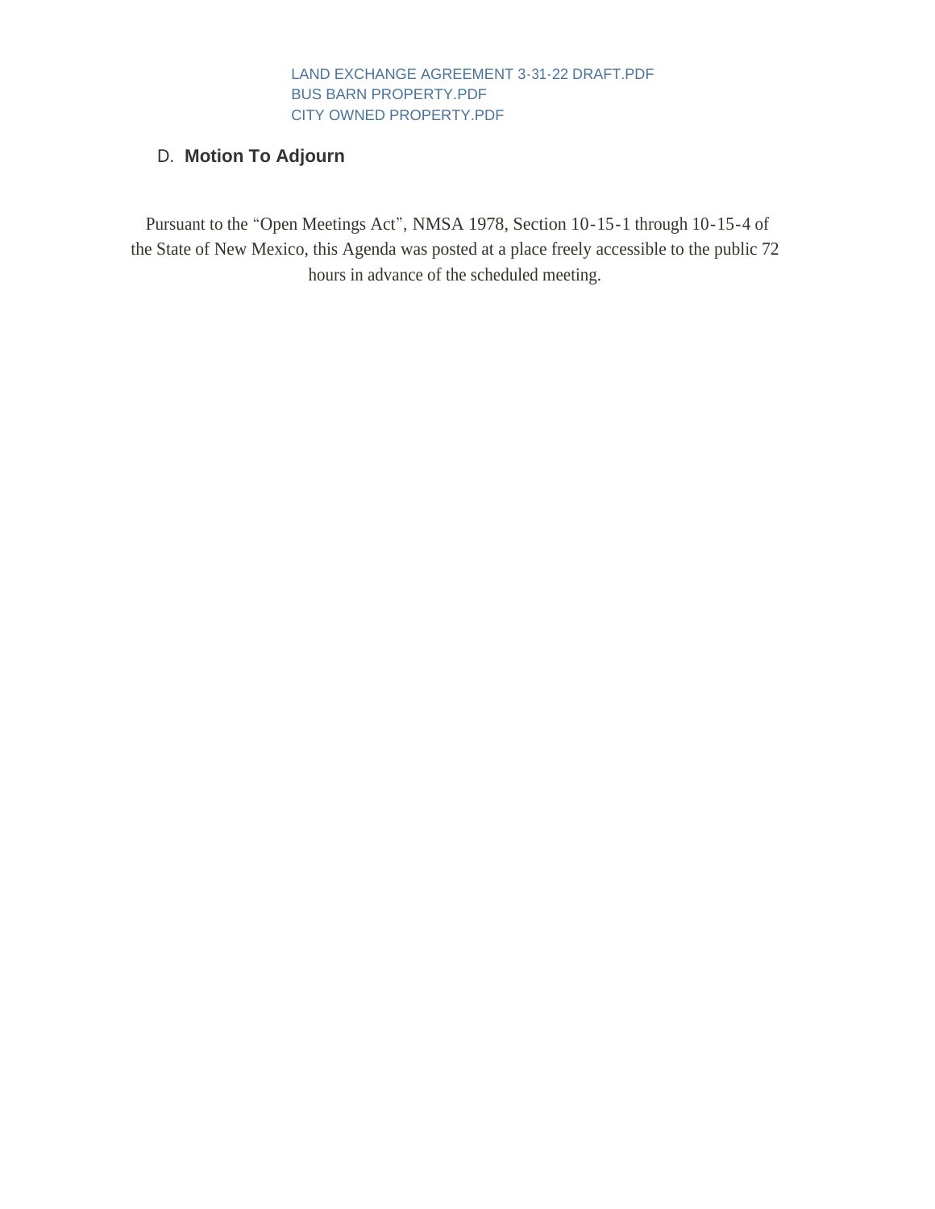LAND EXCHANGE AGREEMENT 3-31-22 DRAFT.PDF
BUS BARN PROPERTY.PDF
CITY OWNED PROPERTY.PDF

D. **Motion To Adjourn**

Pursuant to the "Open Meetings Act", NMSA 1978, Section 10-15-1 through 10-15-4 of the State of New Mexico, this Agenda was posted at a place freely accessible to the public 72 hours in advance of the scheduled meeting.